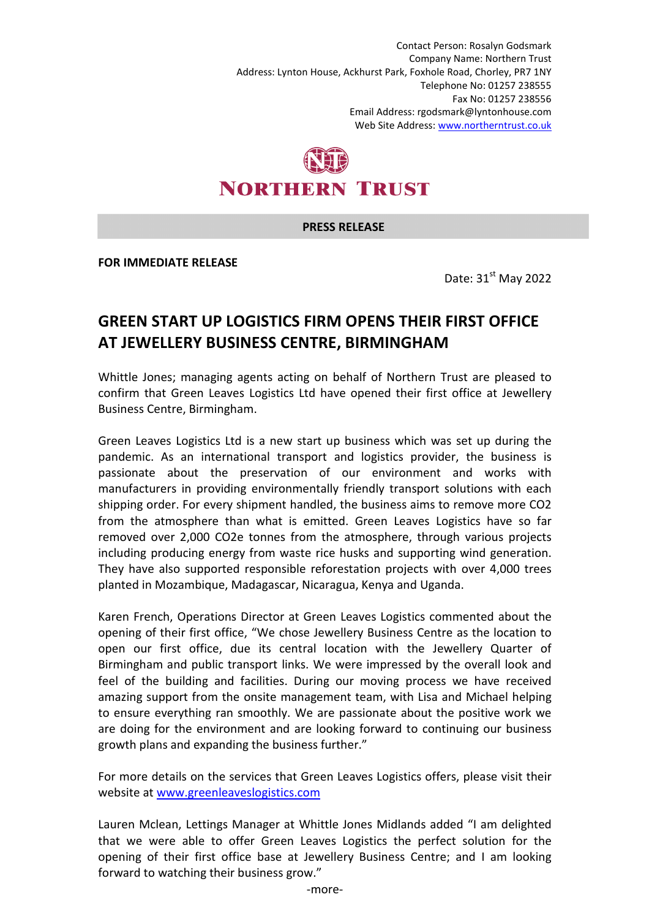Contact Person: Rosalyn Godsmark
Company Name: Northern Trust
Address: Lynton House, Ackhurst Park, Foxhole Road, Chorley, PR7 1NY
Telephone No: 01257 238555
Fax No: 01257 238556
Email Address: rgodsmark@lyntonhouse.com
Web Site Address: www.northerntrust.co.uk

NORTHERN TRUST

**PRESS RELEASE**

**FOR IMMEDIATE RELEASE**

Date: 31st May 2022

# GREEN START UP LOGISTICS FIRM OPENS THEIR FIRST OFFICE AT JEWELLERY BUSINESS CENTRE, BIRMINGHAM

Whittle Jones; managing agents acting on behalf of Northern Trust are pleased to confirm that Green Leaves Logistics Ltd have opened their first office at Jewellery Business Centre, Birmingham.

Green Leaves Logistics Ltd is a new start up business which was set up during the pandemic. As an international transport and logistics provider, the business is passionate about the preservation of our environment and works with manufacturers in providing environmentally friendly transport solutions with each shipping order. For every shipment handled, the business aims to remove more $CO_2$ from the atmosphere than what is emitted. Green Leaves Logistics have so far removed over 2,000 $CO_2e$ tonnes from the atmosphere, through various projects including producing energy from waste rice husks and supporting wind generation. They have also supported responsible reforestation projects with over 4,000 trees planted in Mozambique, Madagascar, Nicaragua, Kenya and Uganda.

Karen French, Operations Director at Green Leaves Logistics commented about the opening of their first office, "We chose Jewellery Business Centre as the location to open our first office, due its central location with the Jewellery Quarter of Birmingham and public transport links. We were impressed by the overall look and feel of the building and facilities. During our moving process we have received amazing support from the onsite management team, with Lisa and Michael helping to ensure everything ran smoothly. We are passionate about the positive work we are doing for the environment and are looking forward to continuing our business growth plans and expanding the business further."

For more details on the services that Green Leaves Logistics offers, please visit their website at www.greenleaveslogistics.com

Lauren Mclean, Lettings Manager at Whittle Jones Midlands added "I am delighted that we were able to offer Green Leaves Logistics the perfect solution for the opening of their first office base at Jewellery Business Centre; and I am looking forward to watching their business grow."

-more-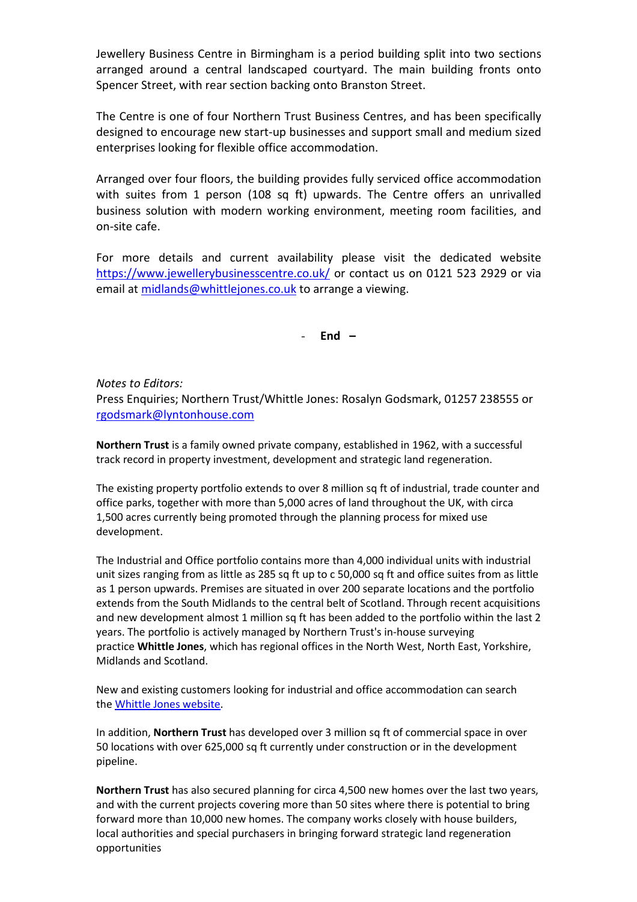Jewellery Business Centre in Birmingham is a period building split into two sections arranged around a central landscaped courtyard. The main building fronts onto Spencer Street, with rear section backing onto Branston Street.

The Centre is one of four Northern Trust Business Centres, and has been specifically designed to encourage new start-up businesses and support small and medium sized enterprises looking for flexible office accommodation.

Arranged over four floors, the building provides fully serviced office accommodation with suites from 1 person (108 sq ft) upwards. The Centre offers an unrivalled business solution with modern working environment, meeting room facilities, and on-site cafe.

For more details and current availability please visit the dedicated website [https://www.jewellerybusinesscentre.co.uk/](https://www.jewellerybusinesscentre.co.uk/) or contact us on 0121 523 2929 or via email at [midlands@whittlejones.co.uk](mailto:midlands@whittlejones.co.uk) to arrange a viewing.

- **End –**

*Notes to Editors:*
Press Enquiries; Northern Trust/Whittle Jones: Rosalyn Godsmark, 01257 238555 or [rgodsmark@lyntonhouse.com](mailto:rgodsmark@lyntonhouse.com)

**Northern Trust** is a family owned private company, established in 1962, with a successful track record in property investment, development and strategic land regeneration.

The existing property portfolio extends to over 8 million sq ft of industrial, trade counter and office parks, together with more than 5,000 acres of land throughout the UK, with circa 1,500 acres currently being promoted through the planning process for mixed use development.

The Industrial and Office portfolio contains more than 4,000 individual units with industrial unit sizes ranging from as little as 285 sq ft up to c 50,000 sq ft and office suites from as little as 1 person upwards. Premises are situated in over 200 separate locations and the portfolio extends from the South Midlands to the central belt of Scotland. Through recent acquisitions and new development almost 1 million sq ft has been added to the portfolio within the last 2 years. The portfolio is actively managed by Northern Trust's in-house surveying practice **Whittle Jones**, which has regional offices in the North West, North East, Yorkshire, Midlands and Scotland.

New and existing customers looking for industrial and office accommodation can search the [Whittle Jones website](#).

In addition, **Northern Trust** has developed over 3 million sq ft of commercial space in over 50 locations with over 625,000 sq ft currently under construction or in the development pipeline.

**Northern Trust** has also secured planning for circa 4,500 new homes over the last two years, and with the current projects covering more than 50 sites where there is potential to bring forward more than 10,000 new homes. The company works closely with house builders, local authorities and special purchasers in bringing forward strategic land regeneration opportunities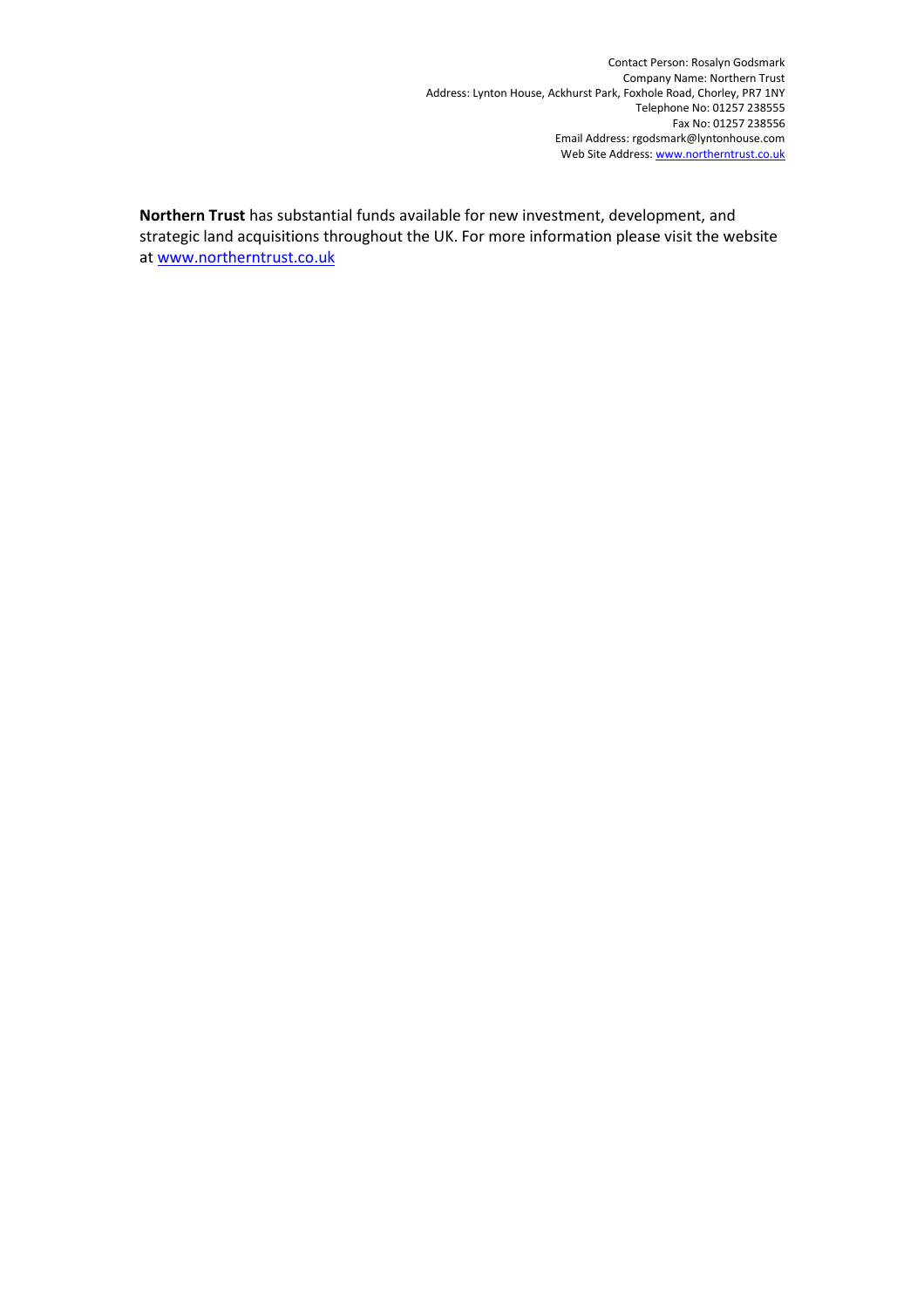Contact Person: Rosalyn Godsmark
Company Name: Northern Trust
Address: Lynton House, Ackhurst Park, Foxhole Road, Chorley, PR7 1NY
Telephone No: 01257 238555
Fax No: 01257 238556
Email Address: rgodsmark@lyntonhouse.com
Web Site Address: www.northerntrust.co.uk

**Northern Trust** has substantial funds available for new investment, development, and strategic land acquisitions throughout the UK. For more information please visit the website at www.northerntrust.co.uk